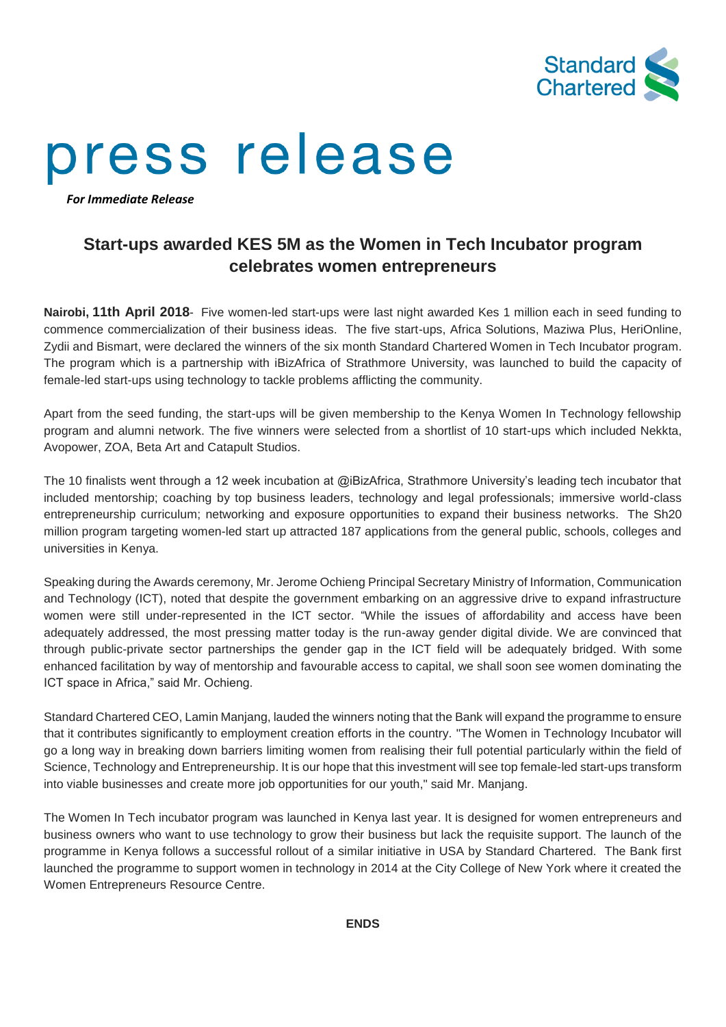Standard Chartered

# press release

***For Immediate Release***

## Start-ups awarded KES 5M as the Women in Tech Incubator program celebrates women entrepreneurs

**Nairobi, 11th April 2018**- Five women-led start-ups were last night awarded Kes 1 million each in seed funding to commence commercialization of their business ideas. The five start-ups, Africa Solutions, Maziwa Plus, HeriOnline, Zydii and Bismart, were declared the winners of the six month Standard Chartered Women in Tech Incubator program. The program which is a partnership with iBizAfrica of Strathmore University, was launched to build the capacity of female-led start-ups using technology to tackle problems afflicting the community.

Apart from the seed funding, the start-ups will be given membership to the Kenya Women In Technology fellowship program and alumni network. The five winners were selected from a shortlist of 10 start-ups which included Nekkta, Avopower, ZOA, Beta Art and Catapult Studios.

The 10 finalists went through a 12 week incubation at @iBizAfrica, Strathmore University's leading tech incubator that included mentorship; coaching by top business leaders, technology and legal professionals; immersive world-class entrepreneurship curriculum; networking and exposure opportunities to expand their business networks. The Sh20 million program targeting women-led start up attracted 187 applications from the general public, schools, colleges and universities in Kenya.

Speaking during the Awards ceremony, Mr. Jerome Ochieng Principal Secretary Ministry of Information, Communication and Technology (ICT), noted that despite the government embarking on an aggressive drive to expand infrastructure women were still under-represented in the ICT sector. "While the issues of affordability and access have been adequately addressed, the most pressing matter today is the run-away gender digital divide. We are convinced that through public-private sector partnerships the gender gap in the ICT field will be adequately bridged. With some enhanced facilitation by way of mentorship and favourable access to capital, we shall soon see women dominating the ICT space in Africa," said Mr. Ochieng.

Standard Chartered CEO, Lamin Manjang, lauded the winners noting that the Bank will expand the programme to ensure that it contributes significantly to employment creation efforts in the country. "The Women in Technology Incubator will go a long way in breaking down barriers limiting women from realising their full potential particularly within the field of Science, Technology and Entrepreneurship. It is our hope that this investment will see top female-led start-ups transform into viable businesses and create more job opportunities for our youth," said Mr. Manjang.

The Women In Tech incubator program was launched in Kenya last year. It is designed for women entrepreneurs and business owners who want to use technology to grow their business but lack the requisite support. The launch of the programme in Kenya follows a successful rollout of a similar initiative in USA by Standard Chartered. The Bank first launched the programme to support women in technology in 2014 at the City College of New York where it created the Women Entrepreneurs Resource Centre.

**ENDS**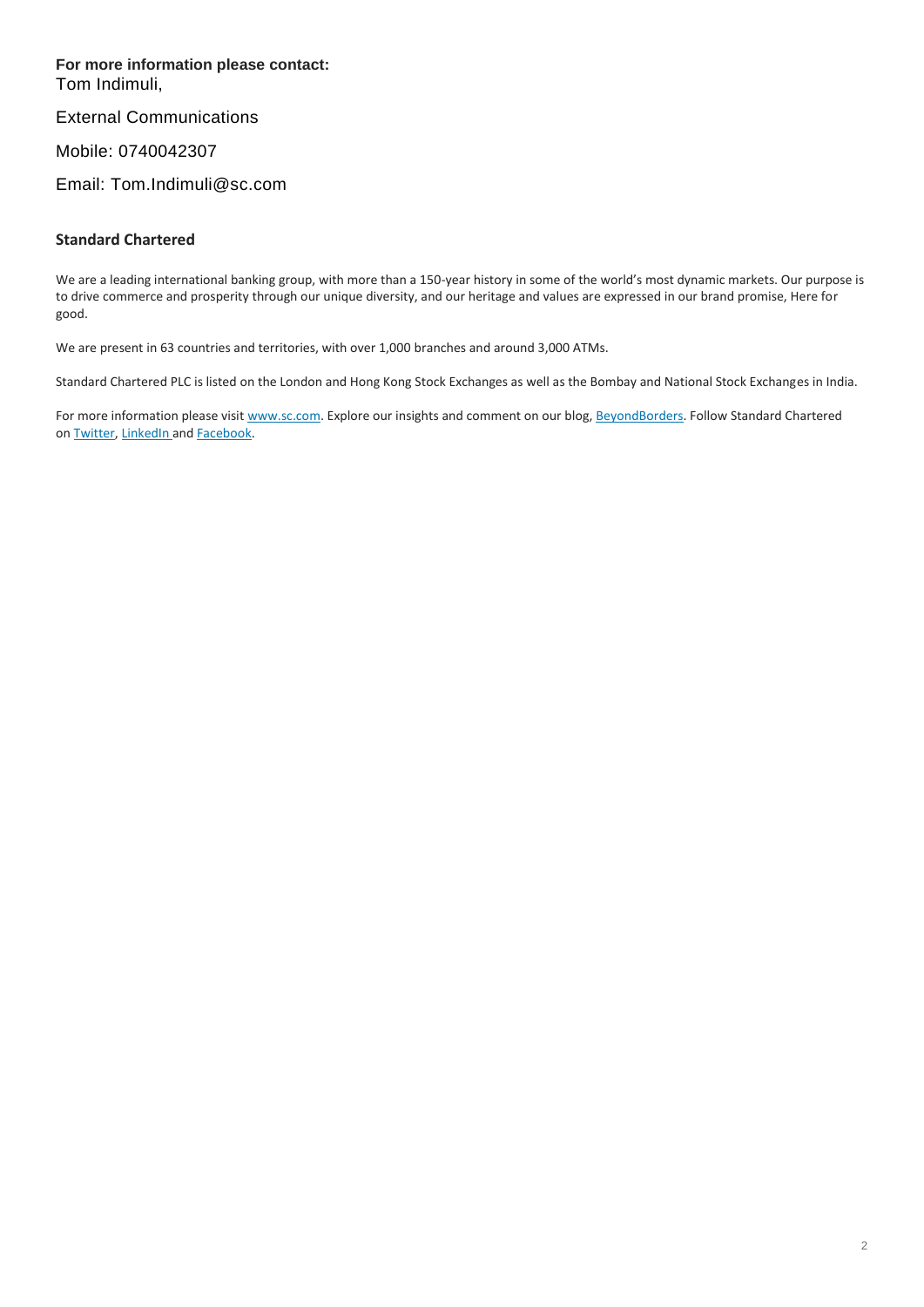**For more information please contact:**
Tom Indimuli,

External Communications

Mobile: 0740042307

Email: Tom.Indimuli@sc.com

**Standard Chartered**

We are a leading international banking group, with more than a 150-year history in some of the world's most dynamic markets. Our purpose is to drive commerce and prosperity through our unique diversity, and our heritage and values are expressed in our brand promise, Here for good.

We are present in 63 countries and territories, with over 1,000 branches and around 3,000 ATMs.

Standard Chartered PLC is listed on the London and Hong Kong Stock Exchanges as well as the Bombay and National Stock Exchanges in India.

For more information please visit www.sc.com. Explore our insights and comment on our blog, BeyondBorders. Follow Standard Chartered on Twitter, LinkedIn and Facebook.